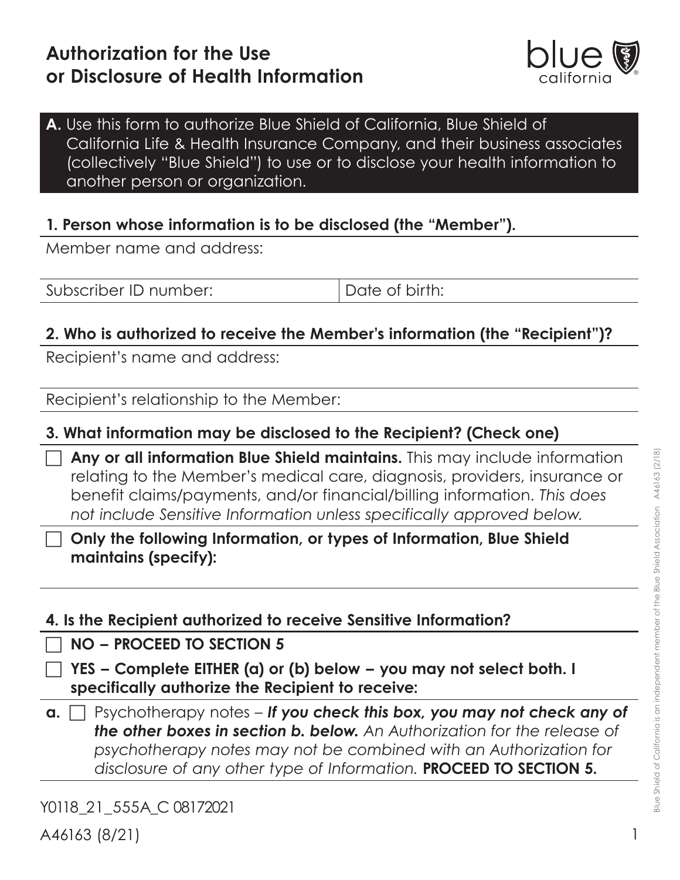# Authorization for the Use or Disclosure of Health Information

**A.** Use this form to authorize Blue Shield of California, Blue Shield of California Life & Health Insurance Company, and their business associates (collectively "Blue Shield") to use or to disclose your health information to another person or organization.

## 1. Person whose information is to be disclosed (the "Member").

Member name and address:

| Subscriber ID number: | Date of birth: |
| --- | --- |

## 2. Who is authorized to receive the Member's information (the "Recipient")?

Recipient's name and address:

Recipient's relationship to the Member:

## 3. What information may be disclosed to the Recipient? (Check one)

☐ **Any or all information Blue Shield maintains.** This may include information relating to the Member's medical care, diagnosis, providers, insurance or benefit claims/payments, and/or financial/billing information. *This does not include Sensitive Information unless specifically approved below.*

☐ **Only the following Information, or types of Information, Blue Shield maintains (specify):**

## 4. Is the Recipient authorized to receive Sensitive Information?

☐ **NO – PROCEED TO SECTION 5**

☐ **YES – Complete EITHER (a) or (b) below – you may not select both. I specifically authorize the Recipient to receive:**

**a.** ☐ Psychotherapy notes – ***If you check this box, you may not check any of the other boxes in section b. below.*** *An Authorization for the release of psychotherapy notes may not be combined with an Authorization for disclosure of any other type of Information.* **PROCEED TO SECTION 5.**

Y0118_21_555A_C 08172021

A46163 (8/21)

Blue Shield of California is an independent member of the Blue Shield Association A46163 (2/18)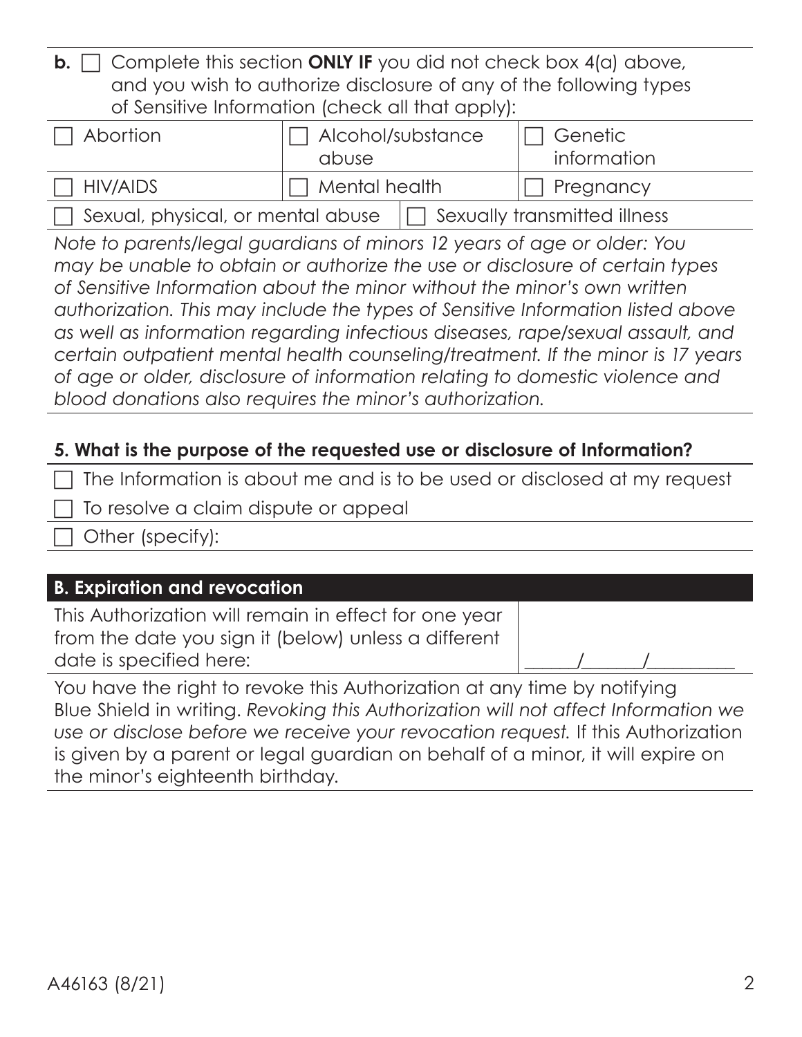**b.** ☐ Complete this section **ONLY IF** you did not check box 4(a) above, and you wish to authorize disclosure of any of the following types of Sensitive Information (check all that apply):

| | | |
|---|---|---|
| ☐ Abortion | ☐ Alcohol/substance abuse | ☐ Genetic information |
| ☐ HIV/AIDS | ☐ Mental health | ☐ Pregnancy |
| ☐ Sexual, physical, or mental abuse | ☐ Sexually transmitted illness | |

*Note to parents/legal guardians of minors 12 years of age or older: You may be unable to obtain or authorize the use or disclosure of certain types of Sensitive Information about the minor without the minor's own written authorization. This may include the types of Sensitive Information listed above as well as information regarding infectious diseases, rape/sexual assault, and certain outpatient mental health counseling/treatment. If the minor is 17 years of age or older, disclosure of information relating to domestic violence and blood donations also requires the minor's authorization.*

### 5. What is the purpose of the requested use or disclosure of Information?

☐ The Information is about me and is to be used or disclosed at my request

☐ To resolve a claim dispute or appeal

☐ Other (specify):

## B. Expiration and revocation

This Authorization will remain in effect for one year from the date you sign it (below) unless a different date is specified here: ______/______/_________

You have the right to revoke this Authorization at any time by notifying Blue Shield in writing. *Revoking this Authorization will not affect Information we use or disclose before we receive your revocation request.* If this Authorization is given by a parent or legal guardian on behalf of a minor, it will expire on the minor's eighteenth birthday.

A46163 (8/21)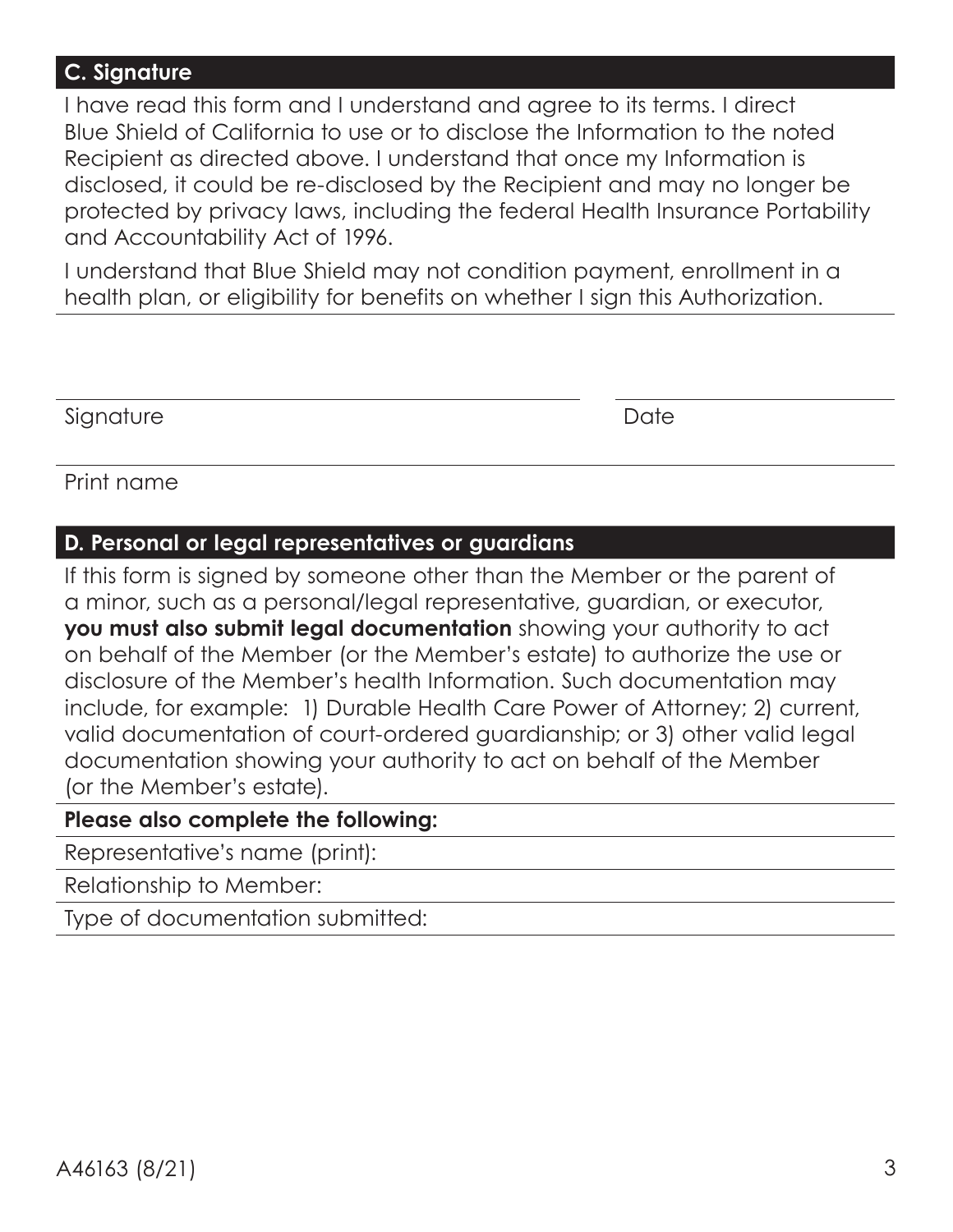## C. Signature

I have read this form and I understand and agree to its terms. I direct Blue Shield of California to use or to disclose the Information to the noted Recipient as directed above. I understand that once my Information is disclosed, it could be re-disclosed by the Recipient and may no longer be protected by privacy laws, including the federal Health Insurance Portability and Accountability Act of 1996.

I understand that Blue Shield may not condition payment, enrollment in a health plan, or eligibility for benefits on whether I sign this Authorization.

Signature ______________________ Date ______________

Print name ______________________

## D. Personal or legal representatives or guardians

If this form is signed by someone other than the Member or the parent of a minor, such as a personal/legal representative, guardian, or executor, **you must also submit legal documentation** showing your authority to act on behalf of the Member (or the Member's estate) to authorize the use or disclosure of the Member's health Information. Such documentation may include, for example: 1) Durable Health Care Power of Attorney; 2) current, valid documentation of court-ordered guardianship; or 3) other valid legal documentation showing your authority to act on behalf of the Member (or the Member's estate).

**Please also complete the following:**

Representative's name (print):

Relationship to Member:

Type of documentation submitted:

A46163 (8/21)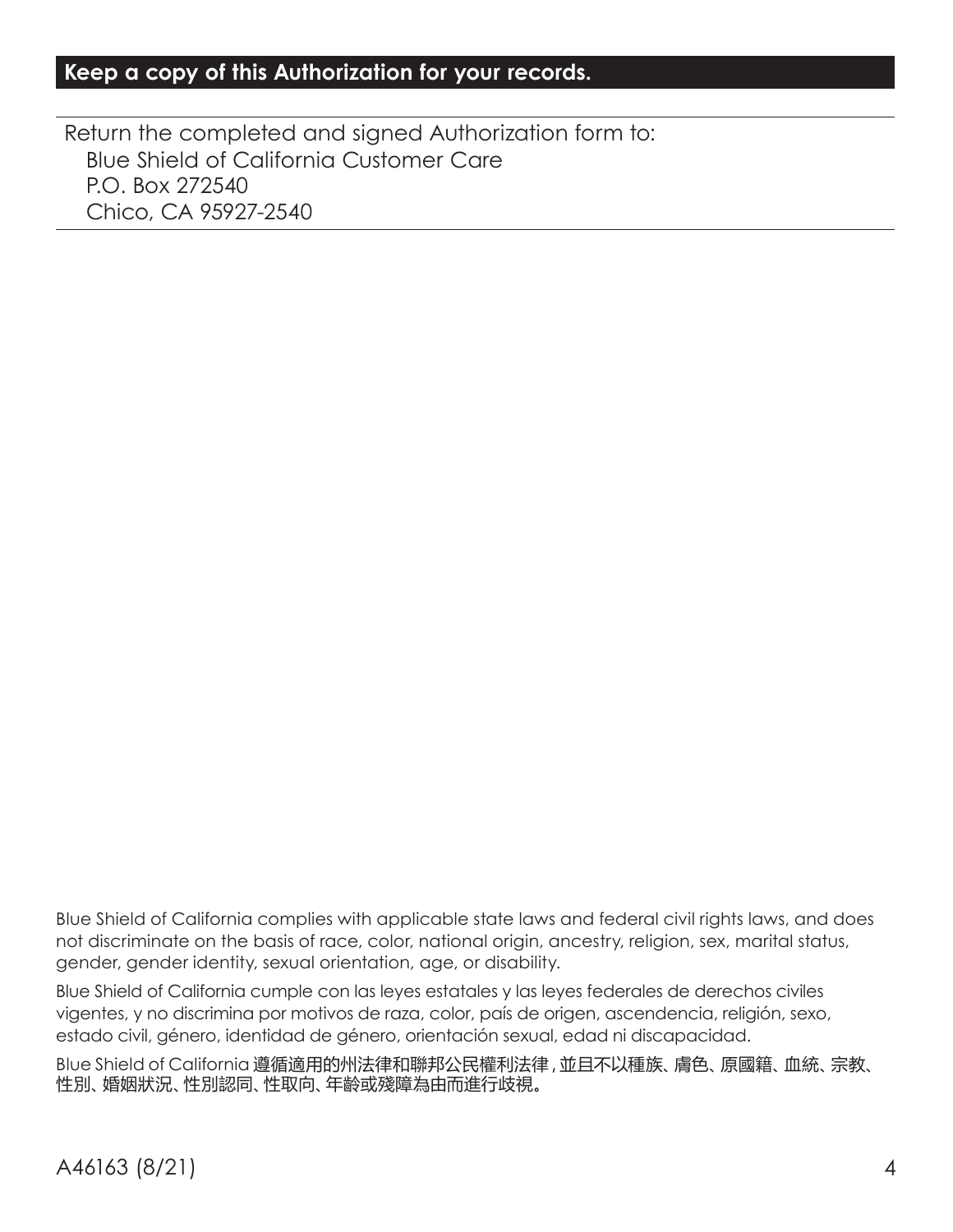**Keep a copy of this Authorization for your records.**

Return the completed and signed Authorization form to:
Blue Shield of California Customer Care
P.O. Box 272540
Chico, CA 95927-2540

Blue Shield of California complies with applicable state laws and federal civil rights laws, and does not discriminate on the basis of race, color, national origin, ancestry, religion, sex, marital status, gender, gender identity, sexual orientation, age, or disability.

Blue Shield of California cumple con las leyes estatales y las leyes federales de derechos civiles vigentes, y no discrimina por motivos de raza, color, país de origen, ascendencia, religión, sexo, estado civil, género, identidad de género, orientación sexual, edad ni discapacidad.

Blue Shield of California 遵循適用的州法律和聯邦公民權利法律，並且不以種族、膚色、原國籍、血統、宗教、性別、婚姻狀況、性別認同、性取向、年齡或殘障為由而進行歧視。

A46163 (8/21)